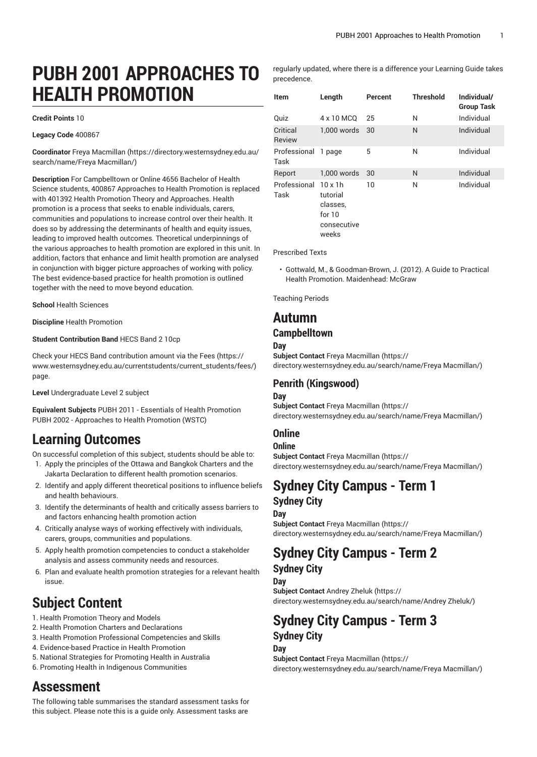# PUBH 2001 APPROACHES TO HEALTH PROMOTION

**Credit Points** 10

**Legacy Code** 400867

**Coordinator** Freya Macmillan (https://directory.westernsydney.edu.au/search/name/Freya Macmillan/)

**Description** For Campbelltown or Online 4656 Bachelor of Health Science students, 400867 Approaches to Health Promotion is replaced with 401392 Health Promotion Theory and Approaches. Health promotion is a process that seeks to enable individuals, carers, communities and populations to increase control over their health. It does so by addressing the determinants of health and equity issues, leading to improved health outcomes. Theoretical underpinnings of the various approaches to health promotion are explored in this unit. In addition, factors that enhance and limit health promotion are analysed in conjunction with bigger picture approaches of working with policy. The best evidence-based practice for health promotion is outlined together with the need to move beyond education.

**School** Health Sciences

**Discipline** Health Promotion

**Student Contribution Band** HECS Band 2 10cp

Check your HECS Band contribution amount via the Fees (https://www.westernsydney.edu.au/currentstudents/current_students/fees/) page.

**Level** Undergraduate Level 2 subject

**Equivalent Subjects** PUBH 2011 - Essentials of Health Promotion PUBH 2002 - Approaches to Health Promotion (WSTC)

## Learning Outcomes

On successful completion of this subject, students should be able to:

1. Apply the principles of the Ottawa and Bangkok Charters and the Jakarta Declaration to different health promotion scenarios.
2. Identify and apply different theoretical positions to influence beliefs and health behaviours.
3. Identify the determinants of health and critically assess barriers to and factors enhancing health promotion action
4. Critically analyse ways of working effectively with individuals, carers, groups, communities and populations.
5. Apply health promotion competencies to conduct a stakeholder analysis and assess community needs and resources.
6. Plan and evaluate health promotion strategies for a relevant health issue.

## Subject Content

1. Health Promotion Theory and Models
2. Health Promotion Charters and Declarations
3. Health Promotion Professional Competencies and Skills
4. Evidence-based Practice in Health Promotion
5. National Strategies for Promoting Health in Australia
6. Promoting Health in Indigenous Communities

## Assessment

The following table summarises the standard assessment tasks for this subject. Please note this is a guide only. Assessment tasks are regularly updated, where there is a difference your Learning Guide takes precedence.

| Item | Length | Percent | Threshold | Individual/ Group Task |
|---|---|---|---|---|
| Quiz | 4 x 10 MCQ | 25 | N | Individual |
| Critical Review | 1,000 words | 30 | N | Individual |
| Professional Task | 1 page | 5 | N | Individual |
| Report | 1,000 words | 30 | N | Individual |
| Professional Task | 10 x 1h tutorial classes, for 10 consecutive weeks | 10 | N | Individual |

Prescribed Texts

- Gottwald, M., & Goodman-Brown, J. (2012). A Guide to Practical Health Promotion. Maidenhead: McGraw

Teaching Periods

## Autumn

### Campbelltown

#### Day

**Subject Contact** Freya Macmillan (https://directory.westernsydney.edu.au/search/name/Freya Macmillan/)

### Penrith (Kingswood)

#### Day

**Subject Contact** Freya Macmillan (https://directory.westernsydney.edu.au/search/name/Freya Macmillan/)

### Online

#### Online

**Subject Contact** Freya Macmillan (https://directory.westernsydney.edu.au/search/name/Freya Macmillan/)

## Sydney City Campus - Term 1

### Sydney City

#### Day

**Subject Contact** Freya Macmillan (https://directory.westernsydney.edu.au/search/name/Freya Macmillan/)

## Sydney City Campus - Term 2

### Sydney City

#### Day

**Subject Contact** Andrey Zheluk (https://directory.westernsydney.edu.au/search/name/Andrey Zheluk/)

## Sydney City Campus - Term 3

### Sydney City

#### Day

**Subject Contact** Freya Macmillan (https://directory.westernsydney.edu.au/search/name/Freya Macmillan/)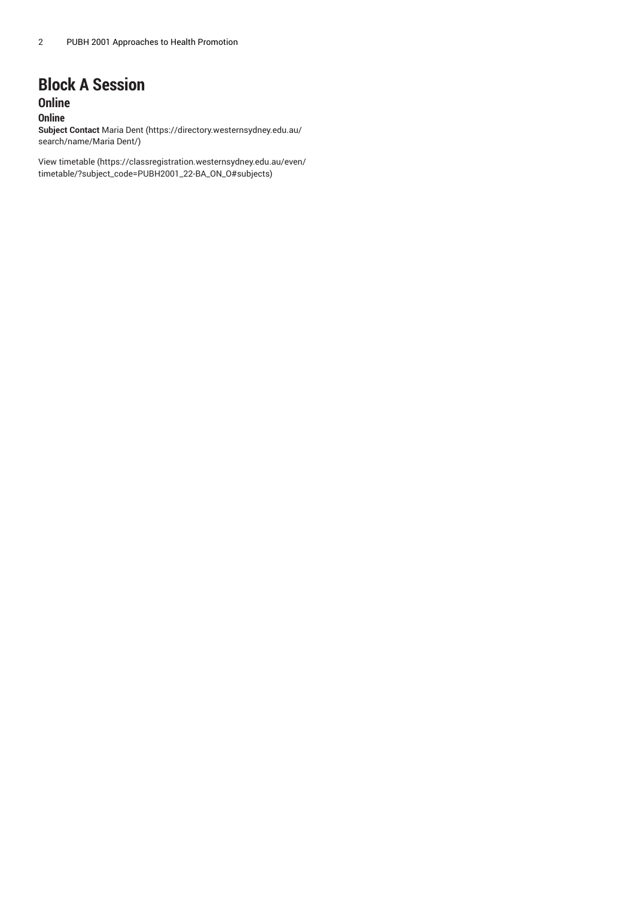# Block A Session

## Online

### Online

**Subject Contact** Maria Dent (https://directory.westernsydney.edu.au/search/name/Maria Dent/)

View timetable (https://classregistration.westernsydney.edu.au/even/timetable/?subject_code=PUBH2001_22-BA_ON_O#subjects)